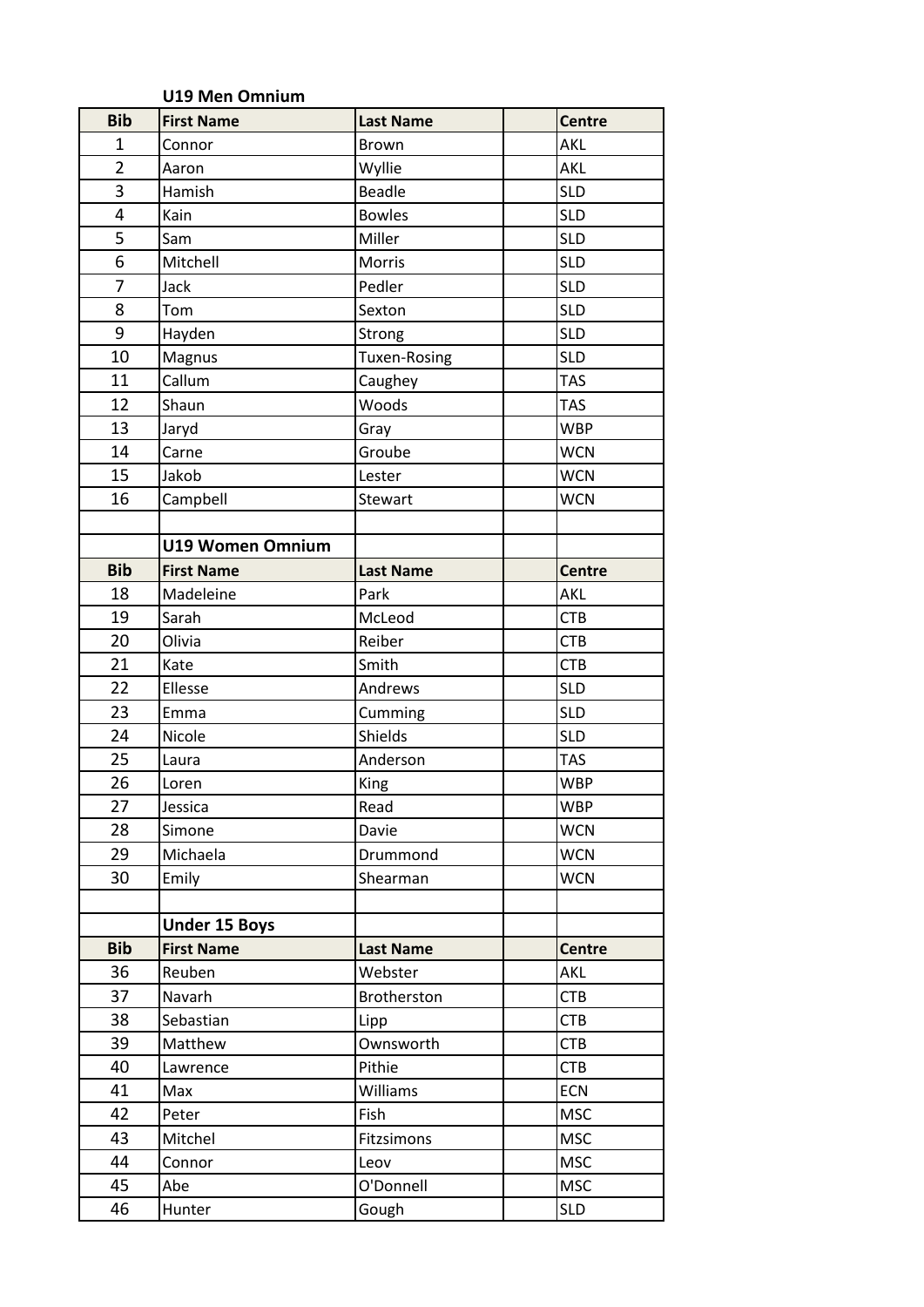### U19 Men Omnium

| Bib | First Name | Last Name | | Centre |
|---|---|---|---|---|
| 1 | Connor | Brown | | AKL |
| 2 | Aaron | Wyllie | | AKL |
| 3 | Hamish | Beadle | | SLD |
| 4 | Kain | Bowles | | SLD |
| 5 | Sam | Miller | | SLD |
| 6 | Mitchell | Morris | | SLD |
| 7 | Jack | Pedler | | SLD |
| 8 | Tom | Sexton | | SLD |
| 9 | Hayden | Strong | | SLD |
| 10 | Magnus | Tuxen-Rosing | | SLD |
| 11 | Callum | Caughey | | TAS |
| 12 | Shaun | Woods | | TAS |
| 13 | Jaryd | Gray | | WBP |
| 14 | Carne | Groube | | WCN |
| 15 | Jakob | Lester | | WCN |
| 16 | Campbell | Stewart | | WCN |

### U19 Women Omnium

| Bib | First Name | Last Name | | Centre |
|---|---|---|---|---|
| 18 | Madeleine | Park | | AKL |
| 19 | Sarah | McLeod | | CTB |
| 20 | Olivia | Reiber | | CTB |
| 21 | Kate | Smith | | CTB |
| 22 | Ellesse | Andrews | | SLD |
| 23 | Emma | Cumming | | SLD |
| 24 | Nicole | Shields | | SLD |
| 25 | Laura | Anderson | | TAS |
| 26 | Loren | King | | WBP |
| 27 | Jessica | Read | | WBP |
| 28 | Simone | Davie | | WCN |
| 29 | Michaela | Drummond | | WCN |
| 30 | Emily | Shearman | | WCN |

### Under 15 Boys

| Bib | First Name | Last Name | | Centre |
|---|---|---|---|---|
| 36 | Reuben | Webster | | AKL |
| 37 | Navarh | Brotherston | | CTB |
| 38 | Sebastian | Lipp | | CTB |
| 39 | Matthew | Ownsworth | | CTB |
| 40 | Lawrence | Pithie | | CTB |
| 41 | Max | Williams | | ECN |
| 42 | Peter | Fish | | MSC |
| 43 | Mitchel | Fitzsimons | | MSC |
| 44 | Connor | Leov | | MSC |
| 45 | Abe | O'Donnell | | MSC |
| 46 | Hunter | Gough | | SLD |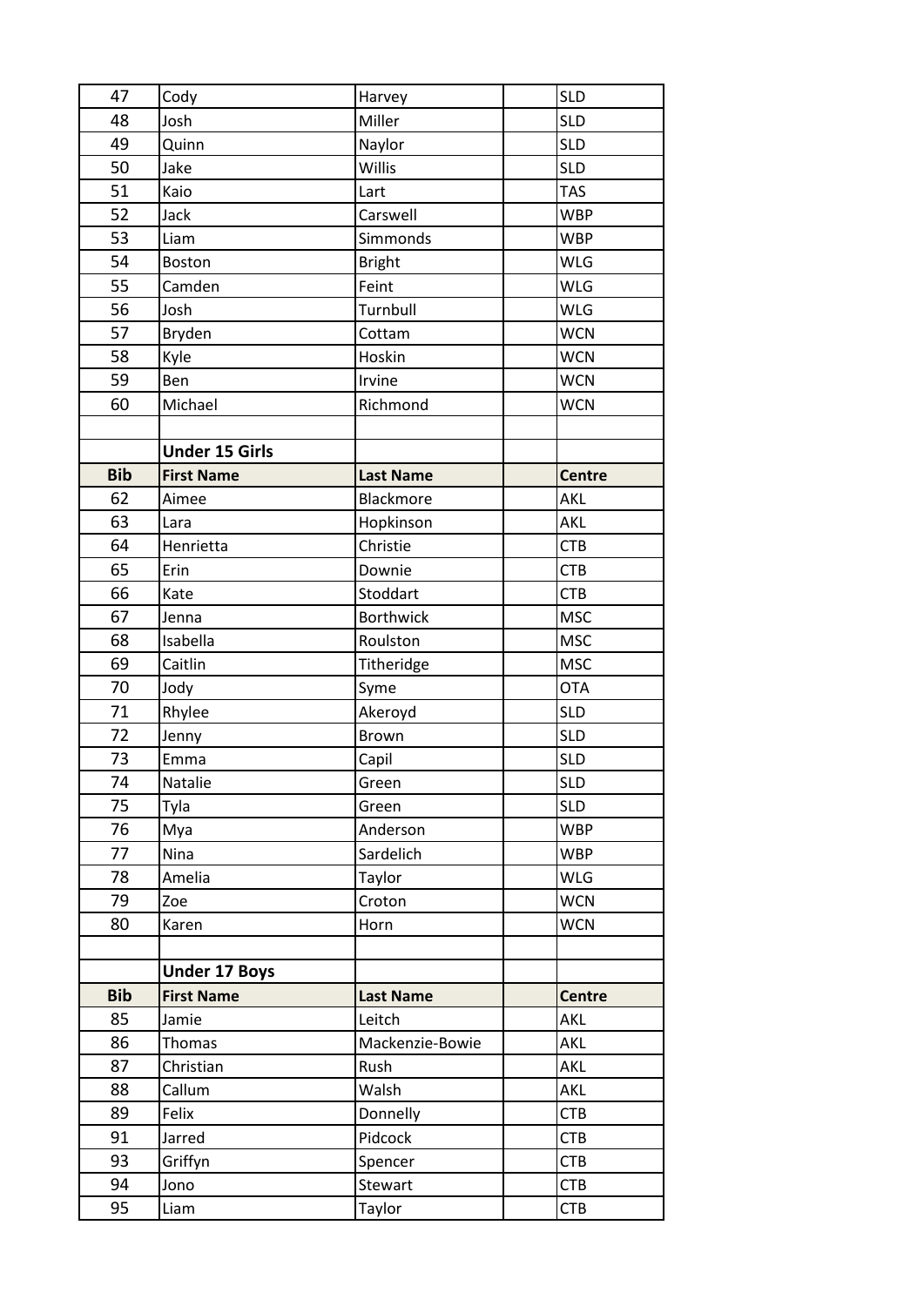| | | | | |
|---|---|---|---|---|
| 47 | Cody | Harvey | | SLD |
| 48 | Josh | Miller | | SLD |
| 49 | Quinn | Naylor | | SLD |
| 50 | Jake | Willis | | SLD |
| 51 | Kaio | Lart | | TAS |
| 52 | Jack | Carswell | | WBP |
| 53 | Liam | Simmonds | | WBP |
| 54 | Boston | Bright | | WLG |
| 55 | Camden | Feint | | WLG |
| 56 | Josh | Turnbull | | WLG |
| 57 | Bryden | Cottam | | WCN |
| 58 | Kyle | Hoskin | | WCN |
| 59 | Ben | Irvine | | WCN |
| 60 | Michael | Richmond | | WCN |
| | | | | |
| | **Under 15 Girls** | | | |
| **Bib** | **First Name** | **Last Name** | | **Centre** |
| 62 | Aimee | Blackmore | | AKL |
| 63 | Lara | Hopkinson | | AKL |
| 64 | Henrietta | Christie | | CTB |
| 65 | Erin | Downie | | CTB |
| 66 | Kate | Stoddart | | CTB |
| 67 | Jenna | Borthwick | | MSC |
| 68 | Isabella | Roulston | | MSC |
| 69 | Caitlin | Titheridge | | MSC |
| 70 | Jody | Syme | | OTA |
| 71 | Rhylee | Akeroyd | | SLD |
| 72 | Jenny | Brown | | SLD |
| 73 | Emma | Capil | | SLD |
| 74 | Natalie | Green | | SLD |
| 75 | Tyla | Green | | SLD |
| 76 | Mya | Anderson | | WBP |
| 77 | Nina | Sardelich | | WBP |
| 78 | Amelia | Taylor | | WLG |
| 79 | Zoe | Croton | | WCN |
| 80 | Karen | Horn | | WCN |
| | | | | |
| | **Under 17 Boys** | | | |
| **Bib** | **First Name** | **Last Name** | | **Centre** |
| 85 | Jamie | Leitch | | AKL |
| 86 | Thomas | Mackenzie-Bowie | | AKL |
| 87 | Christian | Rush | | AKL |
| 88 | Callum | Walsh | | AKL |
| 89 | Felix | Donnelly | | CTB |
| 91 | Jarred | Pidcock | | CTB |
| 93 | Griffyn | Spencer | | CTB |
| 94 | Jono | Stewart | | CTB |
| 95 | Liam | Taylor | | CTB |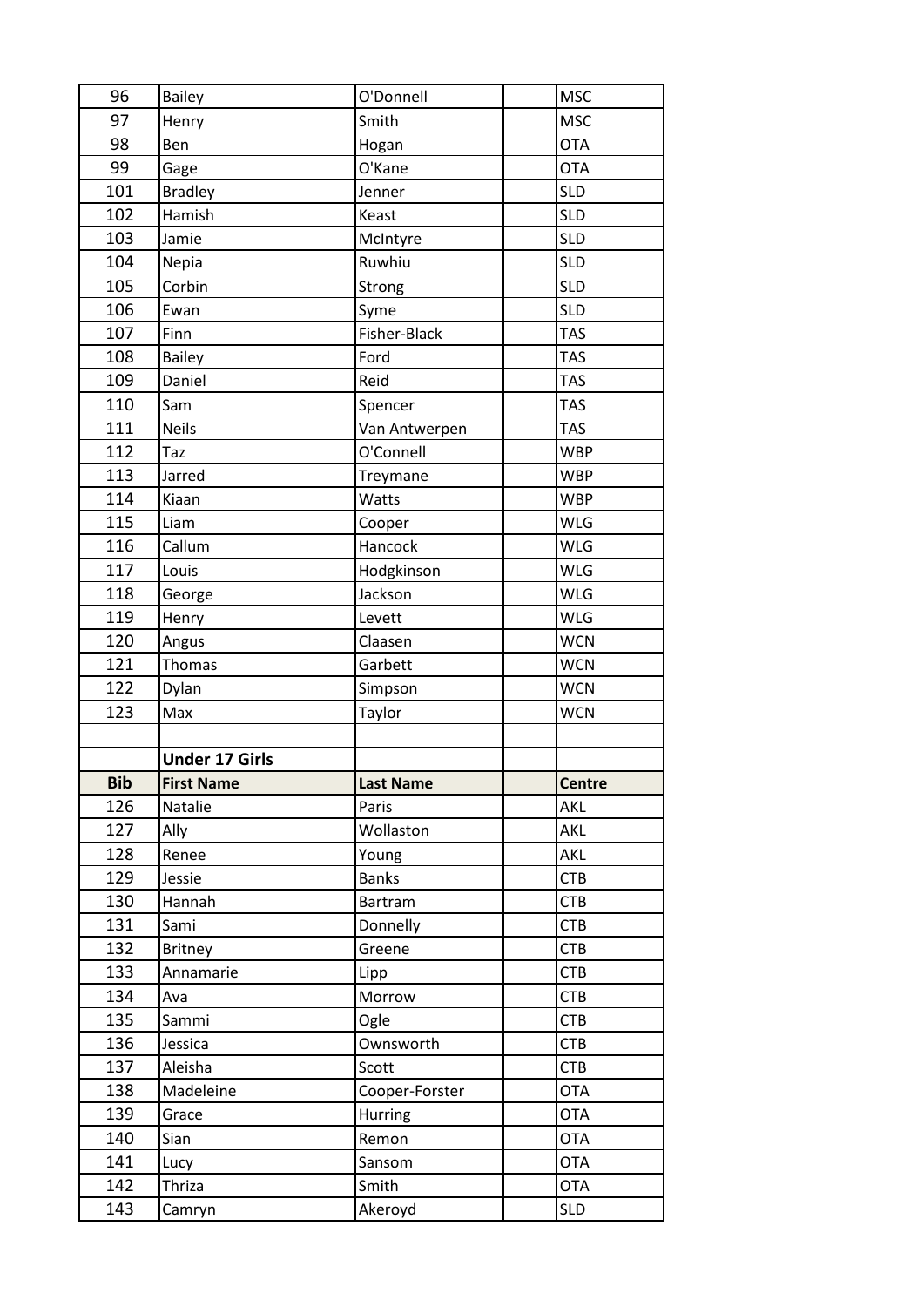| | | | | |
|---|---|---|---|---|
| 96 | Bailey | O'Donnell | | MSC |
| 97 | Henry | Smith | | MSC |
| 98 | Ben | Hogan | | OTA |
| 99 | Gage | O'Kane | | OTA |
| 101 | Bradley | Jenner | | SLD |
| 102 | Hamish | Keast | | SLD |
| 103 | Jamie | McIntyre | | SLD |
| 104 | Nepia | Ruwhiu | | SLD |
| 105 | Corbin | Strong | | SLD |
| 106 | Ewan | Syme | | SLD |
| 107 | Finn | Fisher-Black | | TAS |
| 108 | Bailey | Ford | | TAS |
| 109 | Daniel | Reid | | TAS |
| 110 | Sam | Spencer | | TAS |
| 111 | Neils | Van Antwerpen | | TAS |
| 112 | Taz | O'Connell | | WBP |
| 113 | Jarred | Treymane | | WBP |
| 114 | Kiaan | Watts | | WBP |
| 115 | Liam | Cooper | | WLG |
| 116 | Callum | Hancock | | WLG |
| 117 | Louis | Hodgkinson | | WLG |
| 118 | George | Jackson | | WLG |
| 119 | Henry | Levett | | WLG |
| 120 | Angus | Claasen | | WCN |
| 121 | Thomas | Garbett | | WCN |
| 122 | Dylan | Simpson | | WCN |
| 123 | Max | Taylor | | WCN |
| | | | | |
| | **Under 17 Girls** | | | |
| **Bib** | **First Name** | **Last Name** | | **Centre** |
| 126 | Natalie | Paris | | AKL |
| 127 | Ally | Wollaston | | AKL |
| 128 | Renee | Young | | AKL |
| 129 | Jessie | Banks | | CTB |
| 130 | Hannah | Bartram | | CTB |
| 131 | Sami | Donnelly | | CTB |
| 132 | Britney | Greene | | CTB |
| 133 | Annamarie | Lipp | | CTB |
| 134 | Ava | Morrow | | CTB |
| 135 | Sammi | Ogle | | CTB |
| 136 | Jessica | Ownsworth | | CTB |
| 137 | Aleisha | Scott | | CTB |
| 138 | Madeleine | Cooper-Forster | | OTA |
| 139 | Grace | Hurring | | OTA |
| 140 | Sian | Remon | | OTA |
| 141 | Lucy | Sansom | | OTA |
| 142 | Thriza | Smith | | OTA |
| 143 | Camryn | Akeroyd | | SLD |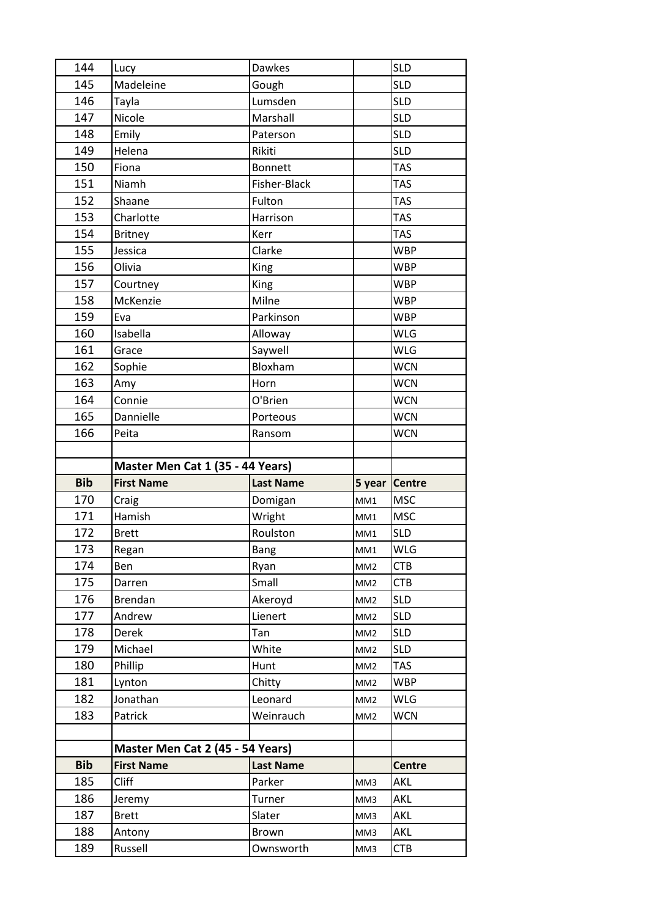| | | | | |
|---|---|---|---|---|
| 144 | Lucy | Dawkes | | SLD |
| 145 | Madeleine | Gough | | SLD |
| 146 | Tayla | Lumsden | | SLD |
| 147 | Nicole | Marshall | | SLD |
| 148 | Emily | Paterson | | SLD |
| 149 | Helena | Rikiti | | SLD |
| 150 | Fiona | Bonnett | | TAS |
| 151 | Niamh | Fisher-Black | | TAS |
| 152 | Shaane | Fulton | | TAS |
| 153 | Charlotte | Harrison | | TAS |
| 154 | Britney | Kerr | | TAS |
| 155 | Jessica | Clarke | | WBP |
| 156 | Olivia | King | | WBP |
| 157 | Courtney | King | | WBP |
| 158 | McKenzie | Milne | | WBP |
| 159 | Eva | Parkinson | | WBP |
| 160 | Isabella | Alloway | | WLG |
| 161 | Grace | Saywell | | WLG |
| 162 | Sophie | Bloxham | | WCN |
| 163 | Amy | Horn | | WCN |
| 164 | Connie | O'Brien | | WCN |
| 165 | Dannielle | Porteous | | WCN |
| 166 | Peita | Ransom | | WCN |

**Master Men Cat 1 (35 - 44 Years)**

| Bib | First Name | Last Name | 5 year | Centre |
|---|---|---|---|---|
| 170 | Craig | Domigan | MM1 | MSC |
| 171 | Hamish | Wright | MM1 | MSC |
| 172 | Brett | Roulston | MM1 | SLD |
| 173 | Regan | Bang | MM1 | WLG |
| 174 | Ben | Ryan | MM2 | CTB |
| 175 | Darren | Small | MM2 | CTB |
| 176 | Brendan | Akeroyd | MM2 | SLD |
| 177 | Andrew | Lienert | MM2 | SLD |
| 178 | Derek | Tan | MM2 | SLD |
| 179 | Michael | White | MM2 | SLD |
| 180 | Phillip | Hunt | MM2 | TAS |
| 181 | Lynton | Chitty | MM2 | WBP |
| 182 | Jonathan | Leonard | MM2 | WLG |
| 183 | Patrick | Weinrauch | MM2 | WCN |

**Master Men Cat 2 (45 - 54 Years)**

| Bib | First Name | Last Name | | Centre |
|---|---|---|---|---|
| 185 | Cliff | Parker | MM3 | AKL |
| 186 | Jeremy | Turner | MM3 | AKL |
| 187 | Brett | Slater | MM3 | AKL |
| 188 | Antony | Brown | MM3 | AKL |
| 189 | Russell | Ownsworth | MM3 | CTB |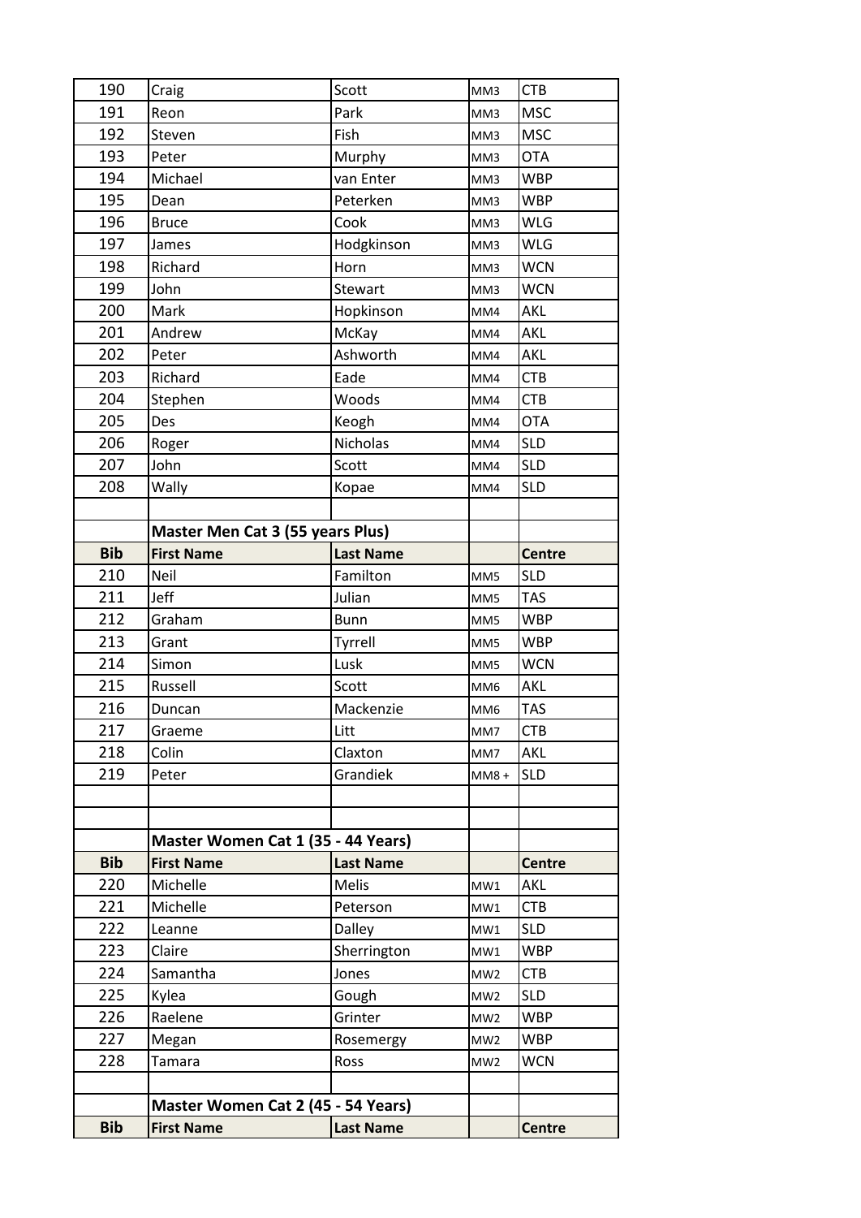| | | | | |
|---|---|---|---|---|
| 190 | Craig | Scott | MM3 | CTB |
| 191 | Reon | Park | MM3 | MSC |
| 192 | Steven | Fish | MM3 | MSC |
| 193 | Peter | Murphy | MM3 | OTA |
| 194 | Michael | van Enter | MM3 | WBP |
| 195 | Dean | Peterken | MM3 | WBP |
| 196 | Bruce | Cook | MM3 | WLG |
| 197 | James | Hodgkinson | MM3 | WLG |
| 198 | Richard | Horn | MM3 | WCN |
| 199 | John | Stewart | MM3 | WCN |
| 200 | Mark | Hopkinson | MM4 | AKL |
| 201 | Andrew | McKay | MM4 | AKL |
| 202 | Peter | Ashworth | MM4 | AKL |
| 203 | Richard | Eade | MM4 | CTB |
| 204 | Stephen | Woods | MM4 | CTB |
| 205 | Des | Keogh | MM4 | OTA |
| 206 | Roger | Nicholas | MM4 | SLD |
| 207 | John | Scott | MM4 | SLD |
| 208 | Wally | Kopae | MM4 | SLD |

**Master Men Cat 3 (55 years Plus)**

| Bib | First Name | Last Name | | Centre |
|---|---|---|---|---|
| 210 | Neil | Familton | MM5 | SLD |
| 211 | Jeff | Julian | MM5 | TAS |
| 212 | Graham | Bunn | MM5 | WBP |
| 213 | Grant | Tyrrell | MM5 | WBP |
| 214 | Simon | Lusk | MM5 | WCN |
| 215 | Russell | Scott | MM6 | AKL |
| 216 | Duncan | Mackenzie | MM6 | TAS |
| 217 | Graeme | Litt | MM7 | CTB |
| 218 | Colin | Claxton | MM7 | AKL |
| 219 | Peter | Grandiek | MM8 + | SLD |

**Master Women Cat 1 (35 - 44 Years)**

| Bib | First Name | Last Name | | Centre |
|---|---|---|---|---|
| 220 | Michelle | Melis | MW1 | AKL |
| 221 | Michelle | Peterson | MW1 | CTB |
| 222 | Leanne | Dalley | MW1 | SLD |
| 223 | Claire | Sherrington | MW1 | WBP |
| 224 | Samantha | Jones | MW2 | CTB |
| 225 | Kylea | Gough | MW2 | SLD |
| 226 | Raelene | Grinter | MW2 | WBP |
| 227 | Megan | Rosemergy | MW2 | WBP |
| 228 | Tamara | Ross | MW2 | WCN |

**Master Women Cat 2 (45 - 54 Years)**

| Bib | First Name | Last Name | | Centre |
|---|---|---|---|---|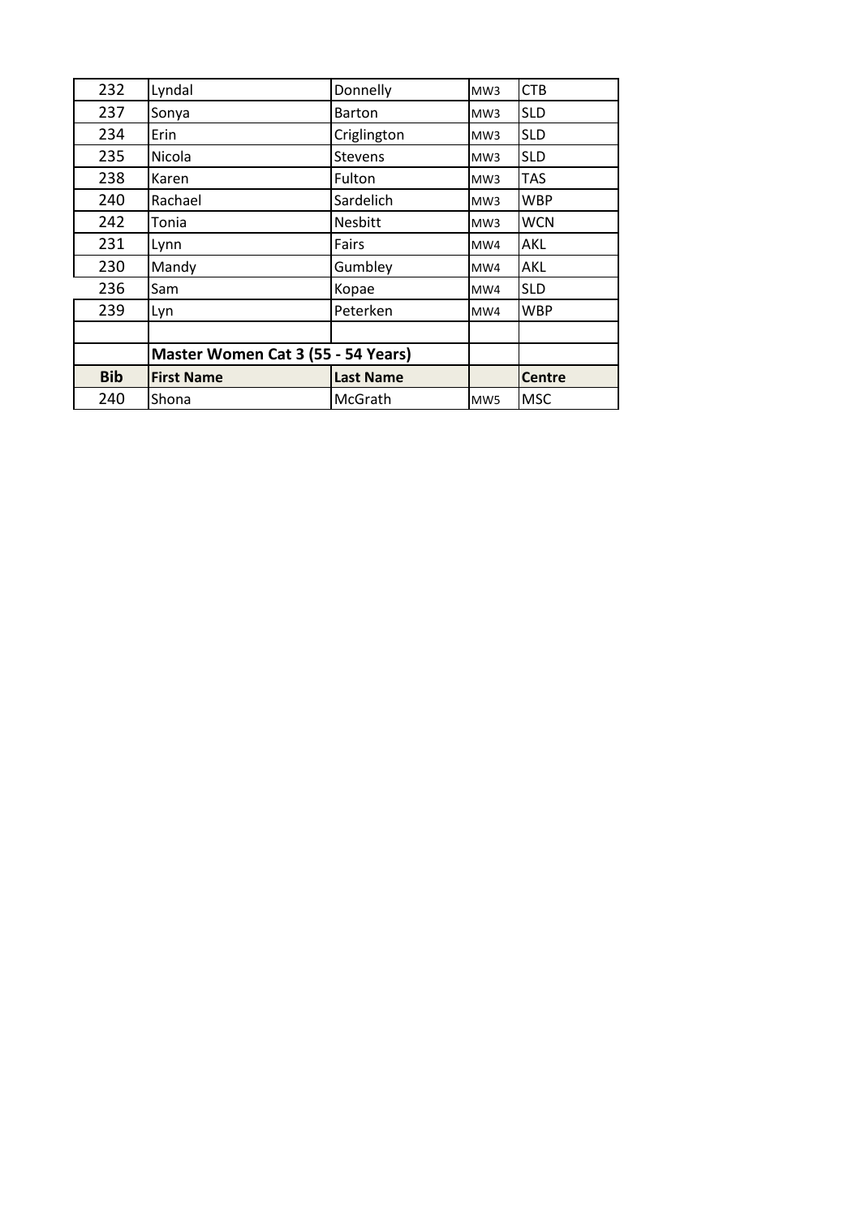| | | | | |
|---|---|---|---|---|
| 232 | Lyndal | Donnelly | MW3 | CTB |
| 237 | Sonya | Barton | MW3 | SLD |
| 234 | Erin | Criglington | MW3 | SLD |
| 235 | Nicola | Stevens | MW3 | SLD |
| 238 | Karen | Fulton | MW3 | TAS |
| 240 | Rachael | Sardelich | MW3 | WBP |
| 242 | Tonia | Nesbitt | MW3 | WCN |
| 231 | Lynn | Fairs | MW4 | AKL |
| 230 | Mandy | Gumbley | MW4 | AKL |
| 236 | Sam | Kopae | MW4 | SLD |
| 239 | Lyn | Peterken | MW4 | WBP |
| | | | | |
| | **Master Women Cat 3 (55 - 54 Years)** | | | |
| **Bib** | **First Name** | **Last Name** | | **Centre** |
| 240 | Shona | McGrath | MW5 | MSC |